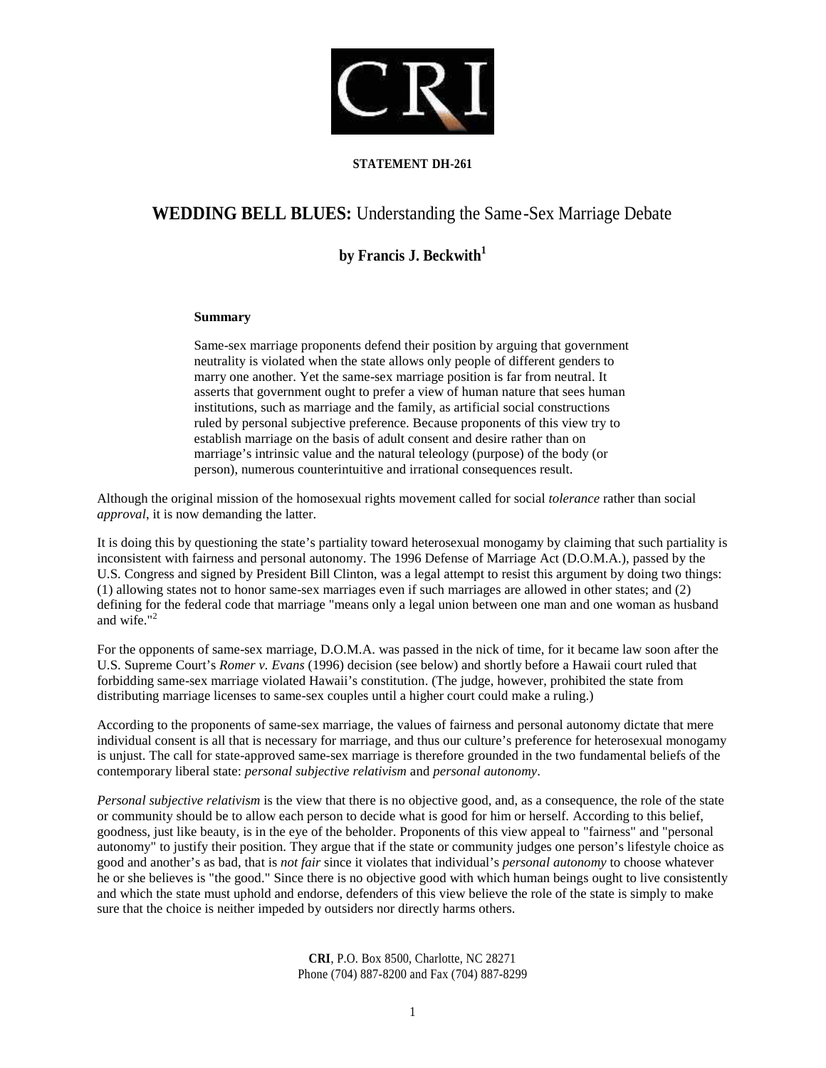CRI

**STATEMENT DH-261**

# WEDDING BELL BLUES: Understanding the Same-Sex Marriage Debate

**by Francis J. Beckwith[1]**

**Summary**

Same-sex marriage proponents defend their position by arguing that government neutrality is violated when the state allows only people of different genders to marry one another. Yet the same-sex marriage position is far from neutral. It asserts that government ought to prefer a view of human nature that sees human institutions, such as marriage and the family, as artificial social constructions ruled by personal subjective preference. Because proponents of this view try to establish marriage on the basis of adult consent and desire rather than on marriage's intrinsic value and the natural teleology (purpose) of the body (or person), numerous counterintuitive and irrational consequences result.

Although the original mission of the homosexual rights movement called for social *tolerance* rather than social *approval*, it is now demanding the latter.

It is doing this by questioning the state's partiality toward heterosexual monogamy by claiming that such partiality is inconsistent with fairness and personal autonomy. The 1996 Defense of Marriage Act (D.O.M.A.), passed by the U.S. Congress and signed by President Bill Clinton, was a legal attempt to resist this argument by doing two things: (1) allowing states not to honor same-sex marriages even if such marriages are allowed in other states; and (2) defining for the federal code that marriage "means only a legal union between one man and one woman as husband and wife."[2]

For the opponents of same-sex marriage, D.O.M.A. was passed in the nick of time, for it became law soon after the U.S. Supreme Court's *Romer v. Evans* (1996) decision (see below) and shortly before a Hawaii court ruled that forbidding same-sex marriage violated Hawaii's constitution. (The judge, however, prohibited the state from distributing marriage licenses to same-sex couples until a higher court could make a ruling.)

According to the proponents of same-sex marriage, the values of fairness and personal autonomy dictate that mere individual consent is all that is necessary for marriage, and thus our culture's preference for heterosexual monogamy is unjust. The call for state-approved same-sex marriage is therefore grounded in the two fundamental beliefs of the contemporary liberal state: *personal subjective relativism* and *personal autonomy*.

*Personal subjective relativism* is the view that there is no objective good, and, as a consequence, the role of the state or community should be to allow each person to decide what is good for him or herself. According to this belief, goodness, just like beauty, is in the eye of the beholder. Proponents of this view appeal to "fairness" and "personal autonomy" to justify their position. They argue that if the state or community judges one person's lifestyle choice as good and another's as bad, that is *not fair* since it violates that individual's *personal autonomy* to choose whatever he or she believes is "the good." Since there is no objective good with which human beings ought to live consistently and which the state must uphold and endorse, defenders of this view believe the role of the state is simply to make sure that the choice is neither impeded by outsiders nor directly harms others.

**CRI**, P.O. Box 8500, Charlotte, NC 28271
Phone (704) 887-8200 and Fax (704) 887-8299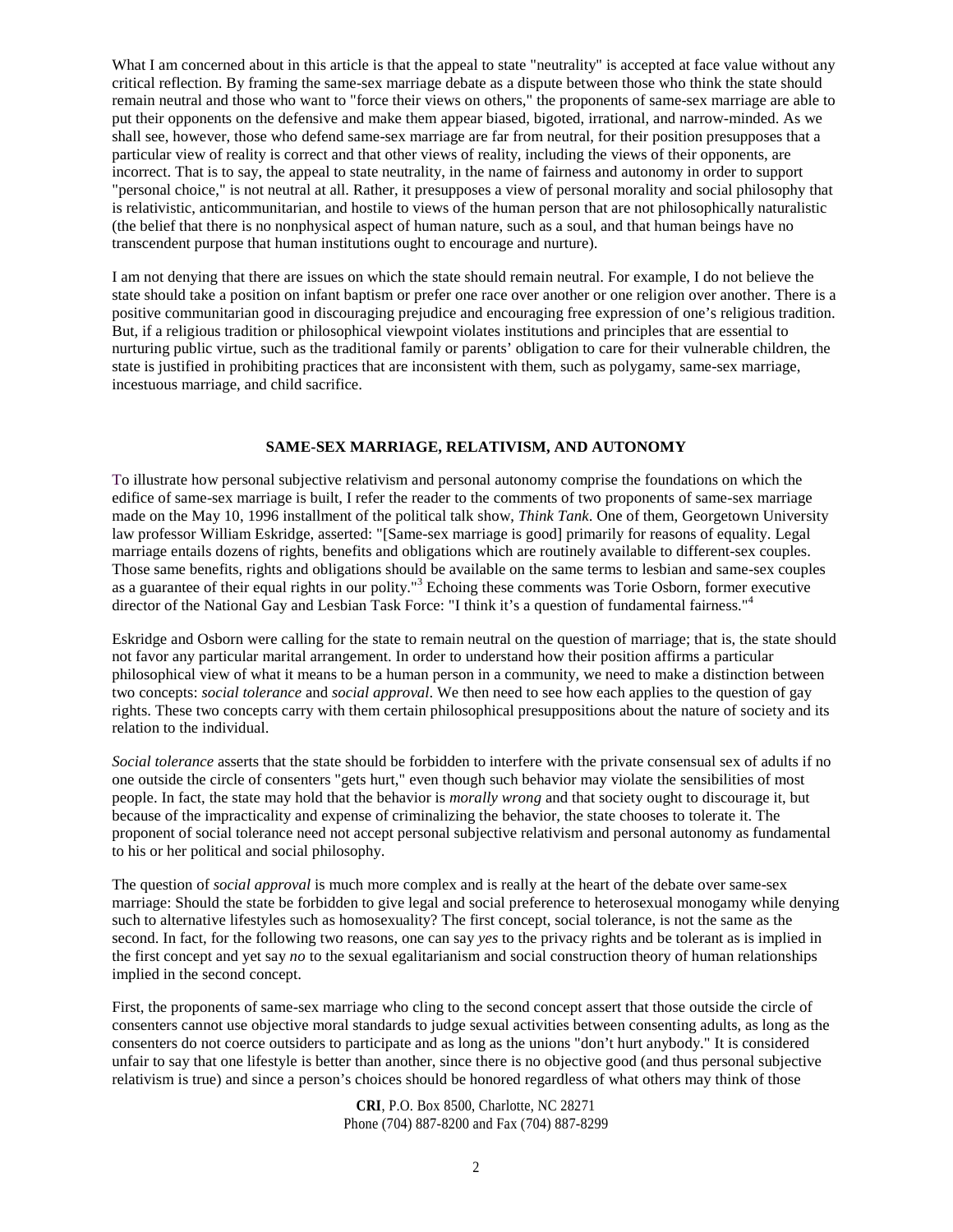What I am concerned about in this article is that the appeal to state "neutrality" is accepted at face value without any critical reflection. By framing the same-sex marriage debate as a dispute between those who think the state should remain neutral and those who want to "force their views on others," the proponents of same-sex marriage are able to put their opponents on the defensive and make them appear biased, bigoted, irrational, and narrow-minded. As we shall see, however, those who defend same-sex marriage are far from neutral, for their position presupposes that a particular view of reality is correct and that other views of reality, including the views of their opponents, are incorrect. That is to say, the appeal to state neutrality, in the name of fairness and autonomy in order to support "personal choice," is not neutral at all. Rather, it presupposes a view of personal morality and social philosophy that is relativistic, anticommunitarian, and hostile to views of the human person that are not philosophically naturalistic (the belief that there is no nonphysical aspect of human nature, such as a soul, and that human beings have no transcendent purpose that human institutions ought to encourage and nurture).

I am not denying that there are issues on which the state should remain neutral. For example, I do not believe the state should take a position on infant baptism or prefer one race over another or one religion over another. There is a positive communitarian good in discouraging prejudice and encouraging free expression of one's religious tradition. But, if a religious tradition or philosophical viewpoint violates institutions and principles that are essential to nurturing public virtue, such as the traditional family or parents' obligation to care for their vulnerable children, the state is justified in prohibiting practices that are inconsistent with them, such as polygamy, same-sex marriage, incestuous marriage, and child sacrifice.

## SAME-SEX MARRIAGE, RELATIVISM, AND AUTONOMY

To illustrate how personal subjective relativism and personal autonomy comprise the foundations on which the edifice of same-sex marriage is built, I refer the reader to the comments of two proponents of same-sex marriage made on the May 10, 1996 installment of the political talk show, *Think Tank*. One of them, Georgetown University law professor William Eskridge, asserted: "[Same-sex marriage is good] primarily for reasons of equality. Legal marriage entails dozens of rights, benefits and obligations which are routinely available to different-sex couples. Those same benefits, rights and obligations should be available on the same terms to lesbian and same-sex couples as a guarantee of their equal rights in our polity."[3] Echoing these comments was Torie Osborn, former executive director of the National Gay and Lesbian Task Force: "I think it's a question of fundamental fairness."[4]

Eskridge and Osborn were calling for the state to remain neutral on the question of marriage; that is, the state should not favor any particular marital arrangement. In order to understand how their position affirms a particular philosophical view of what it means to be a human person in a community, we need to make a distinction between two concepts: *social tolerance* and *social approval*. We then need to see how each applies to the question of gay rights. These two concepts carry with them certain philosophical presuppositions about the nature of society and its relation to the individual.

*Social tolerance* asserts that the state should be forbidden to interfere with the private consensual sex of adults if no one outside the circle of consenters "gets hurt," even though such behavior may violate the sensibilities of most people. In fact, the state may hold that the behavior is *morally wrong* and that society ought to discourage it, but because of the impracticality and expense of criminalizing the behavior, the state chooses to tolerate it. The proponent of social tolerance need not accept personal subjective relativism and personal autonomy as fundamental to his or her political and social philosophy.

The question of *social approval* is much more complex and is really at the heart of the debate over same-sex marriage: Should the state be forbidden to give legal and social preference to heterosexual monogamy while denying such to alternative lifestyles such as homosexuality? The first concept, social tolerance, is not the same as the second. In fact, for the following two reasons, one can say *yes* to the privacy rights and be tolerant as is implied in the first concept and yet say *no* to the sexual egalitarianism and social construction theory of human relationships implied in the second concept.

First, the proponents of same-sex marriage who cling to the second concept assert that those outside the circle of consenters cannot use objective moral standards to judge sexual activities between consenting adults, as long as the consenters do not coerce outsiders to participate and as long as the unions "don't hurt anybody." It is considered unfair to say that one lifestyle is better than another, since there is no objective good (and thus personal subjective relativism is true) and since a person's choices should be honored regardless of what others may think of those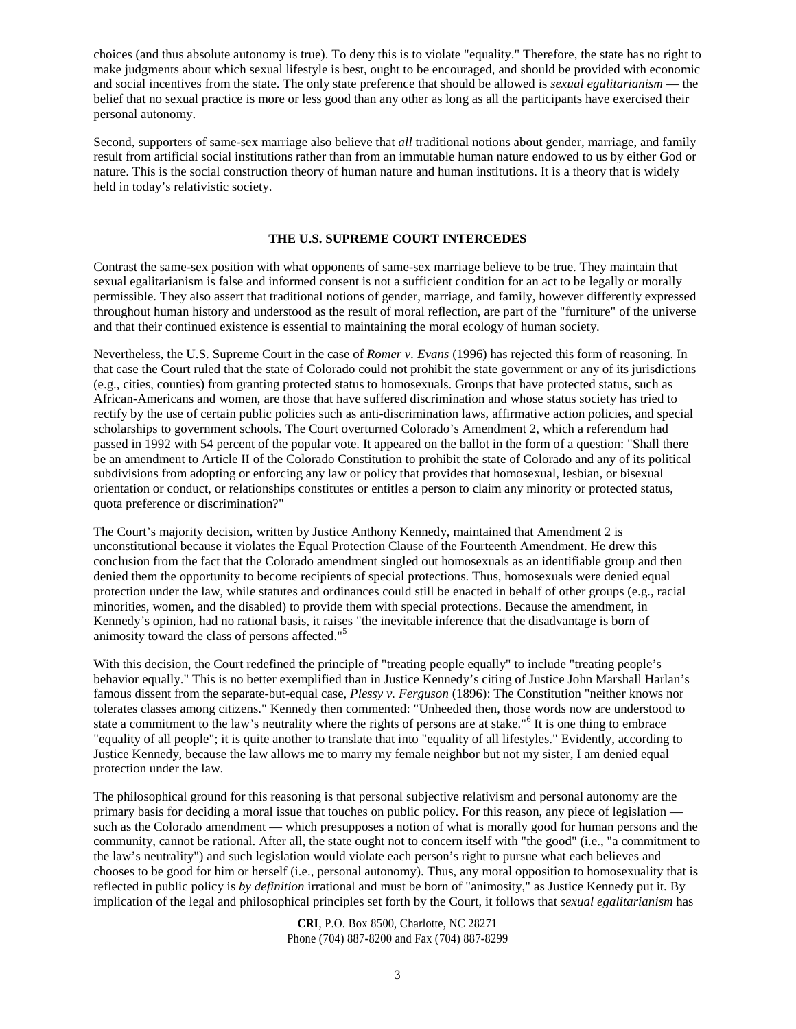choices (and thus absolute autonomy is true). To deny this is to violate "equality." Therefore, the state has no right to make judgments about which sexual lifestyle is best, ought to be encouraged, and should be provided with economic and social incentives from the state. The only state preference that should be allowed is *sexual egalitarianism* — the belief that no sexual practice is more or less good than any other as long as all the participants have exercised their personal autonomy.

Second, supporters of same-sex marriage also believe that *all* traditional notions about gender, marriage, and family result from artificial social institutions rather than from an immutable human nature endowed to us by either God or nature. This is the social construction theory of human nature and human institutions. It is a theory that is widely held in today's relativistic society.

## THE U.S. SUPREME COURT INTERCEDES

Contrast the same-sex position with what opponents of same-sex marriage believe to be true. They maintain that sexual egalitarianism is false and informed consent is not a sufficient condition for an act to be legally or morally permissible. They also assert that traditional notions of gender, marriage, and family, however differently expressed throughout human history and understood as the result of moral reflection, are part of the "furniture" of the universe and that their continued existence is essential to maintaining the moral ecology of human society.

Nevertheless, the U.S. Supreme Court in the case of *Romer v. Evans* (1996) has rejected this form of reasoning. In that case the Court ruled that the state of Colorado could not prohibit the state government or any of its jurisdictions (e.g., cities, counties) from granting protected status to homosexuals. Groups that have protected status, such as African-Americans and women, are those that have suffered discrimination and whose status society has tried to rectify by the use of certain public policies such as anti-discrimination laws, affirmative action policies, and special scholarships to government schools. The Court overturned Colorado's Amendment 2, which a referendum had passed in 1992 with 54 percent of the popular vote. It appeared on the ballot in the form of a question: "Shall there be an amendment to Article II of the Colorado Constitution to prohibit the state of Colorado and any of its political subdivisions from adopting or enforcing any law or policy that provides that homosexual, lesbian, or bisexual orientation or conduct, or relationships constitutes or entitles a person to claim any minority or protected status, quota preference or discrimination?"

The Court's majority decision, written by Justice Anthony Kennedy, maintained that Amendment 2 is unconstitutional because it violates the Equal Protection Clause of the Fourteenth Amendment. He drew this conclusion from the fact that the Colorado amendment singled out homosexuals as an identifiable group and then denied them the opportunity to become recipients of special protections. Thus, homosexuals were denied equal protection under the law, while statutes and ordinances could still be enacted in behalf of other groups (e.g., racial minorities, women, and the disabled) to provide them with special protections. Because the amendment, in Kennedy's opinion, had no rational basis, it raises "the inevitable inference that the disadvantage is born of animosity toward the class of persons affected."[5]

With this decision, the Court redefined the principle of "treating people equally" to include "treating people's behavior equally." This is no better exemplified than in Justice Kennedy's citing of Justice John Marshall Harlan's famous dissent from the separate-but-equal case, *Plessy v. Ferguson* (1896): The Constitution "neither knows nor tolerates classes among citizens." Kennedy then commented: "Unheeded then, those words now are understood to state a commitment to the law's neutrality where the rights of persons are at stake."[6] It is one thing to embrace "equality of all people"; it is quite another to translate that into "equality of all lifestyles." Evidently, according to Justice Kennedy, because the law allows me to marry my female neighbor but not my sister, I am denied equal protection under the law.

The philosophical ground for this reasoning is that personal subjective relativism and personal autonomy are the primary basis for deciding a moral issue that touches on public policy. For this reason, any piece of legislation — such as the Colorado amendment — which presupposes a notion of what is morally good for human persons and the community, cannot be rational. After all, the state ought not to concern itself with "the good" (i.e., "a commitment to the law's neutrality") and such legislation would violate each person's right to pursue what each believes and chooses to be good for him or herself (i.e., personal autonomy). Thus, any moral opposition to homosexuality that is reflected in public policy is *by definition* irrational and must be born of "animosity," as Justice Kennedy put it. By implication of the legal and philosophical principles set forth by the Court, it follows that *sexual egalitarianism* has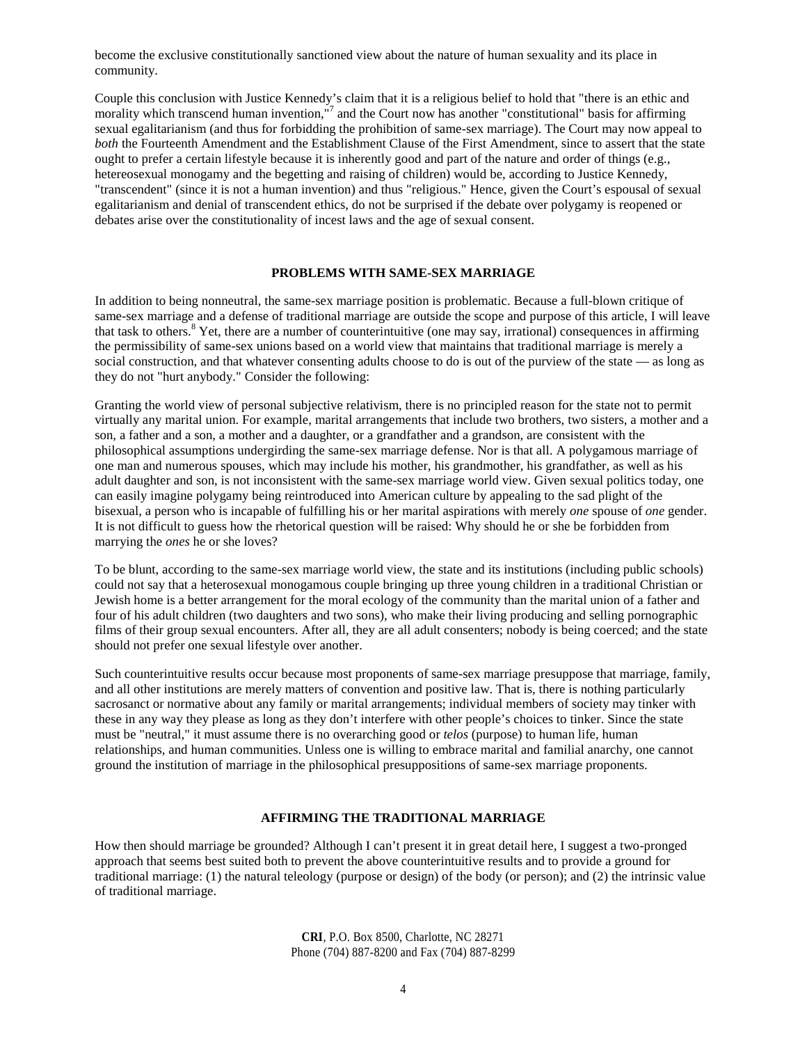become the exclusive constitutionally sanctioned view about the nature of human sexuality and its place in community.

Couple this conclusion with Justice Kennedy's claim that it is a religious belief to hold that "there is an ethic and morality which transcend human invention,"[7] and the Court now has another "constitutional" basis for affirming sexual egalitarianism (and thus for forbidding the prohibition of same-sex marriage). The Court may now appeal to *both* the Fourteenth Amendment and the Establishment Clause of the First Amendment, since to assert that the state ought to prefer a certain lifestyle because it is inherently good and part of the nature and order of things (e.g., hetereosexual monogamy and the begetting and raising of children) would be, according to Justice Kennedy, "transcendent" (since it is not a human invention) and thus "religious." Hence, given the Court's espousal of sexual egalitarianism and denial of transcendent ethics, do not be surprised if the debate over polygamy is reopened or debates arise over the constitutionality of incest laws and the age of sexual consent.

## PROBLEMS WITH SAME-SEX MARRIAGE

In addition to being nonneutral, the same-sex marriage position is problematic. Because a full-blown critique of same-sex marriage and a defense of traditional marriage are outside the scope and purpose of this article, I will leave that task to others.[8] Yet, there are a number of counterintuitive (one may say, irrational) consequences in affirming the permissibility of same-sex unions based on a world view that maintains that traditional marriage is merely a social construction, and that whatever consenting adults choose to do is out of the purview of the state — as long as they do not "hurt anybody." Consider the following:

Granting the world view of personal subjective relativism, there is no principled reason for the state not to permit virtually any marital union. For example, marital arrangements that include two brothers, two sisters, a mother and a son, a father and a son, a mother and a daughter, or a grandfather and a grandson, are consistent with the philosophical assumptions undergirding the same-sex marriage defense. Nor is that all. A polygamous marriage of one man and numerous spouses, which may include his mother, his grandmother, his grandfather, as well as his adult daughter and son, is not inconsistent with the same-sex marriage world view. Given sexual politics today, one can easily imagine polygamy being reintroduced into American culture by appealing to the sad plight of the bisexual, a person who is incapable of fulfilling his or her marital aspirations with merely *one* spouse of *one* gender. It is not difficult to guess how the rhetorical question will be raised: Why should he or she be forbidden from marrying the *ones* he or she loves?

To be blunt, according to the same-sex marriage world view, the state and its institutions (including public schools) could not say that a heterosexual monogamous couple bringing up three young children in a traditional Christian or Jewish home is a better arrangement for the moral ecology of the community than the marital union of a father and four of his adult children (two daughters and two sons), who make their living producing and selling pornographic films of their group sexual encounters. After all, they are all adult consenters; nobody is being coerced; and the state should not prefer one sexual lifestyle over another.

Such counterintuitive results occur because most proponents of same-sex marriage presuppose that marriage, family, and all other institutions are merely matters of convention and positive law. That is, there is nothing particularly sacrosanct or normative about any family or marital arrangements; individual members of society may tinker with these in any way they please as long as they don't interfere with other people's choices to tinker. Since the state must be "neutral," it must assume there is no overarching good or *telos* (purpose) to human life, human relationships, and human communities. Unless one is willing to embrace marital and familial anarchy, one cannot ground the institution of marriage in the philosophical presuppositions of same-sex marriage proponents.

## AFFIRMING THE TRADITIONAL MARRIAGE

How then should marriage be grounded? Although I can't present it in great detail here, I suggest a two-pronged approach that seems best suited both to prevent the above counterintuitive results and to provide a ground for traditional marriage: (1) the natural teleology (purpose or design) of the body (or person); and (2) the intrinsic value of traditional marriage.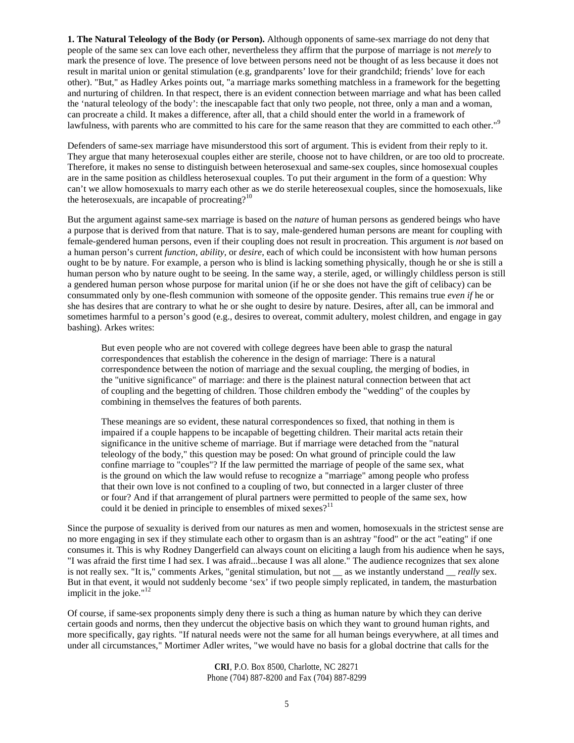**1. The Natural Teleology of the Body (or Person).** Although opponents of same-sex marriage do not deny that people of the same sex can love each other, nevertheless they affirm that the purpose of marriage is not *merely* to mark the presence of love. The presence of love between persons need not be thought of as less because it does not result in marital union or genital stimulation (e.g, grandparents' love for their grandchild; friends' love for each other). "But," as Hadley Arkes points out, "a marriage marks something matchless in a framework for the begetting and nurturing of children. In that respect, there is an evident connection between marriage and what has been called the 'natural teleology of the body': the inescapable fact that only two people, not three, only a man and a woman, can procreate a child. It makes a difference, after all, that a child should enter the world in a framework of lawfulness, with parents who are committed to his care for the same reason that they are committed to each other."[9]

Defenders of same-sex marriage have misunderstood this sort of argument. This is evident from their reply to it. They argue that many heterosexual couples either are sterile, choose not to have children, or are too old to procreate. Therefore, it makes no sense to distinguish between heterosexual and same-sex couples, since homosexual couples are in the same position as childless heterosexual couples. To put their argument in the form of a question: Why can't we allow homosexuals to marry each other as we do sterile hetereosexual couples, since the homosexuals, like the heterosexuals, are incapable of procreating?[10]

But the argument against same-sex marriage is based on the *nature* of human persons as gendered beings who have a purpose that is derived from that nature. That is to say, male-gendered human persons are meant for coupling with female-gendered human persons, even if their coupling does not result in procreation. This argument is *not* based on a human person's current *function*, *ability*, or *desire*, each of which could be inconsistent with how human persons ought to be by nature. For example, a person who is blind is lacking something physically, though he or she is still a human person who by nature ought to be seeing. In the same way, a sterile, aged, or willingly childless person is still a gendered human person whose purpose for marital union (if he or she does not have the gift of celibacy) can be consummated only by one-flesh communion with someone of the opposite gender. This remains true *even if* he or she has desires that are contrary to what he or she ought to desire by nature. Desires, after all, can be immoral and sometimes harmful to a person's good (e.g., desires to overeat, commit adultery, molest children, and engage in gay bashing). Arkes writes:

> But even people who are not covered with college degrees have been able to grasp the natural correspondences that establish the coherence in the design of marriage: There is a natural correspondence between the notion of marriage and the sexual coupling, the merging of bodies, in the "unitive significance" of marriage: and there is the plainest natural connection between that act of coupling and the begetting of children. Those children embody the "wedding" of the couples by combining in themselves the features of both parents.
>
> These meanings are so evident, these natural correspondences so fixed, that nothing in them is impaired if a couple happens to be incapable of begetting children. Their marital acts retain their significance in the unitive scheme of marriage. But if marriage were detached from the "natural teleology of the body," this question may be posed: On what ground of principle could the law confine marriage to "couples"? If the law permitted the marriage of people of the same sex, what is the ground on which the law would refuse to recognize a "marriage" among people who profess that their own love is not confined to a coupling of two, but connected in a larger cluster of three or four? And if that arrangement of plural partners were permitted to people of the same sex, how could it be denied in principle to ensembles of mixed sexes?[11]

Since the purpose of sexuality is derived from our natures as men and women, homosexuals in the strictest sense are no more engaging in sex if they stimulate each other to orgasm than is an ashtray "food" or the act "eating" if one consumes it. This is why Rodney Dangerfield can always count on eliciting a laugh from his audience when he says, "I was afraid the first time I had sex. I was afraid...because I was all alone." The audience recognizes that sex alone is not really sex. "It is," comments Arkes, "genital stimulation, but not __ as we instantly understand __ *really* sex. But in that event, it would not suddenly become 'sex' if two people simply replicated, in tandem, the masturbation implicit in the joke."[12]

Of course, if same-sex proponents simply deny there is such a thing as human nature by which they can derive certain goods and norms, then they undercut the objective basis on which they want to ground human rights, and more specifically, gay rights. "If natural needs were not the same for all human beings everywhere, at all times and under all circumstances," Mortimer Adler writes, "we would have no basis for a global doctrine that calls for the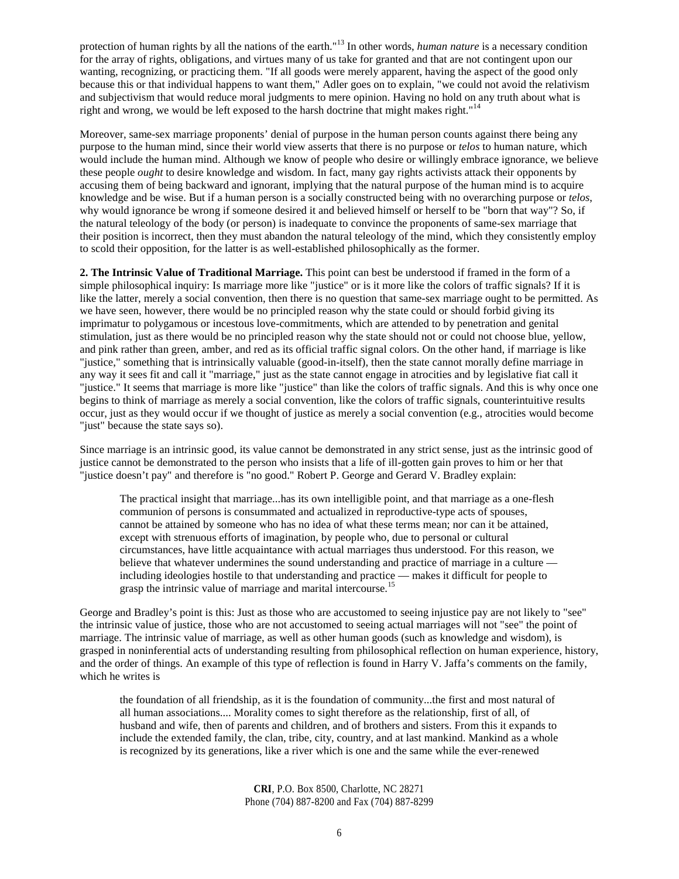protection of human rights by all the nations of the earth."[13] In other words, *human nature* is a necessary condition for the array of rights, obligations, and virtues many of us take for granted and that are not contingent upon our wanting, recognizing, or practicing them. "If all goods were merely apparent, having the aspect of the good only because this or that individual happens to want them," Adler goes on to explain, "we could not avoid the relativism and subjectivism that would reduce moral judgments to mere opinion. Having no hold on any truth about what is right and wrong, we would be left exposed to the harsh doctrine that might makes right."[14]

Moreover, same-sex marriage proponents' denial of purpose in the human person counts against there being any purpose to the human mind, since their world view asserts that there is no purpose or *telos* to human nature, which would include the human mind. Although we know of people who desire or willingly embrace ignorance, we believe these people *ought* to desire knowledge and wisdom. In fact, many gay rights activists attack their opponents by accusing them of being backward and ignorant, implying that the natural purpose of the human mind is to acquire knowledge and be wise. But if a human person is a socially constructed being with no overarching purpose or *telos*, why would ignorance be wrong if someone desired it and believed himself or herself to be "born that way"? So, if the natural teleology of the body (or person) is inadequate to convince the proponents of same-sex marriage that their position is incorrect, then they must abandon the natural teleology of the mind, which they consistently employ to scold their opposition, for the latter is as well-established philosophically as the former.

**2. The Intrinsic Value of Traditional Marriage.** This point can best be understood if framed in the form of a simple philosophical inquiry: Is marriage more like "justice" or is it more like the colors of traffic signals? If it is like the latter, merely a social convention, then there is no question that same-sex marriage ought to be permitted. As we have seen, however, there would be no principled reason why the state could or should forbid giving its imprimatur to polygamous or incestous love-commitments, which are attended to by penetration and genital stimulation, just as there would be no principled reason why the state should not or could not choose blue, yellow, and pink rather than green, amber, and red as its official traffic signal colors. On the other hand, if marriage is like "justice," something that is intrinsically valuable (good-in-itself), then the state cannot morally define marriage in any way it sees fit and call it "marriage," just as the state cannot engage in atrocities and by legislative fiat call it "justice." It seems that marriage is more like "justice" than like the colors of traffic signals. And this is why once one begins to think of marriage as merely a social convention, like the colors of traffic signals, counterintuitive results occur, just as they would occur if we thought of justice as merely a social convention (e.g., atrocities would become "just" because the state says so).

Since marriage is an intrinsic good, its value cannot be demonstrated in any strict sense, just as the intrinsic good of justice cannot be demonstrated to the person who insists that a life of ill-gotten gain proves to him or her that "justice doesn't pay" and therefore is "no good." Robert P. George and Gerard V. Bradley explain:

> The practical insight that marriage...has its own intelligible point, and that marriage as a one-flesh communion of persons is consummated and actualized in reproductive-type acts of spouses, cannot be attained by someone who has no idea of what these terms mean; nor can it be attained, except with strenuous efforts of imagination, by people who, due to personal or cultural circumstances, have little acquaintance with actual marriages thus understood. For this reason, we believe that whatever undermines the sound understanding and practice of marriage in a culture — including ideologies hostile to that understanding and practice — makes it difficult for people to grasp the intrinsic value of marriage and marital intercourse.[15]

George and Bradley's point is this: Just as those who are accustomed to seeing injustice pay are not likely to "see" the intrinsic value of justice, those who are not accustomed to seeing actual marriages will not "see" the point of marriage. The intrinsic value of marriage, as well as other human goods (such as knowledge and wisdom), is grasped in noninferential acts of understanding resulting from philosophical reflection on human experience, history, and the order of things. An example of this type of reflection is found in Harry V. Jaffa's comments on the family, which he writes is

> the foundation of all friendship, as it is the foundation of community...the first and most natural of all human associations.... Morality comes to sight therefore as the relationship, first of all, of husband and wife, then of parents and children, and of brothers and sisters. From this it expands to include the extended family, the clan, tribe, city, country, and at last mankind. Mankind as a whole is recognized by its generations, like a river which is one and the same while the ever-renewed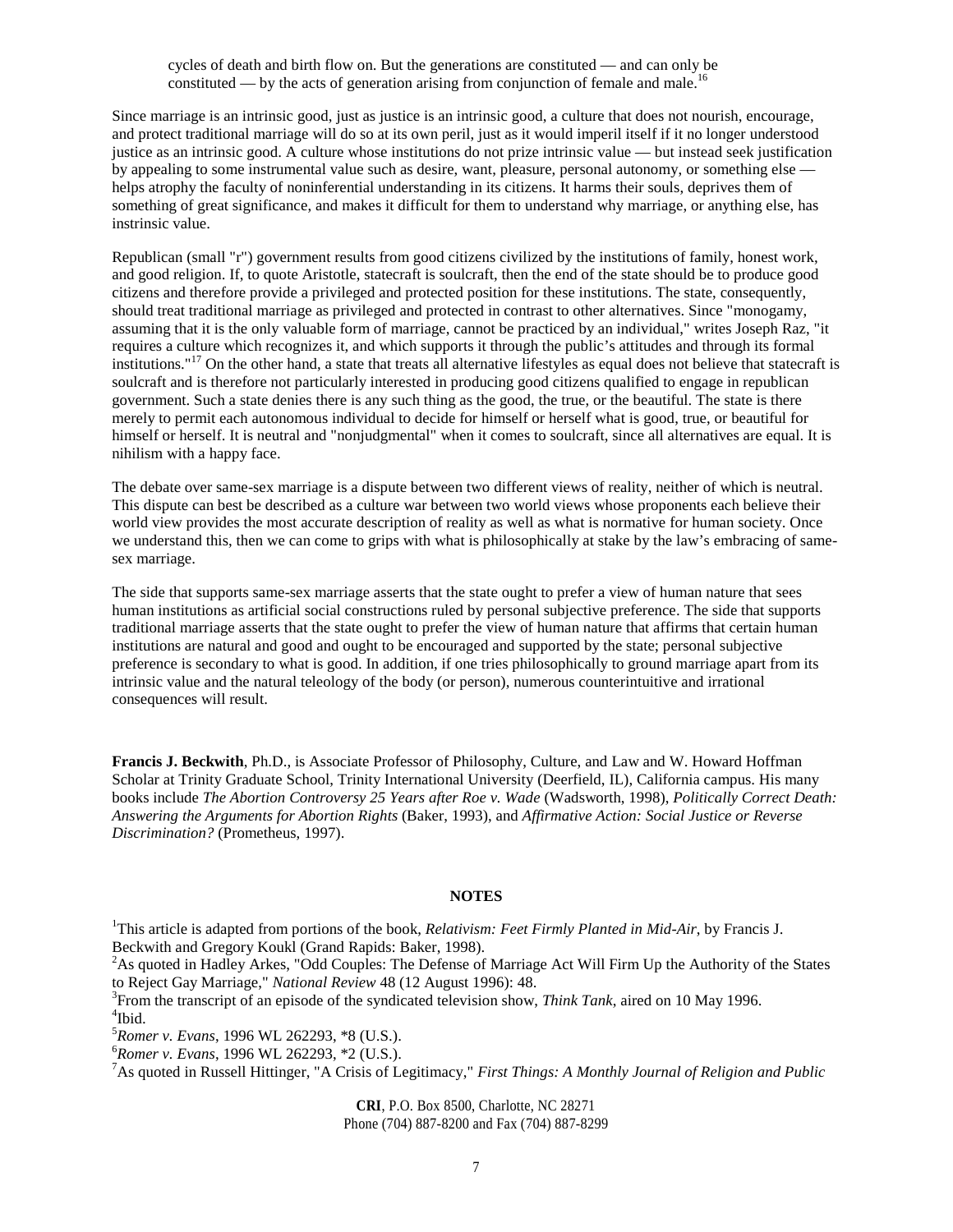cycles of death and birth flow on. But the generations are constituted — and can only be constituted — by the acts of generation arising from conjunction of female and male.[16]

Since marriage is an intrinsic good, just as justice is an intrinsic good, a culture that does not nourish, encourage, and protect traditional marriage will do so at its own peril, just as it would imperil itself if it no longer understood justice as an intrinsic good. A culture whose institutions do not prize intrinsic value — but instead seek justification by appealing to some instrumental value such as desire, want, pleasure, personal autonomy, or something else — helps atrophy the faculty of noninferential understanding in its citizens. It harms their souls, deprives them of something of great significance, and makes it difficult for them to understand why marriage, or anything else, has instrinsic value.

Republican (small "r") government results from good citizens civilized by the institutions of family, honest work, and good religion. If, to quote Aristotle, statecraft is soulcraft, then the end of the state should be to produce good citizens and therefore provide a privileged and protected position for these institutions. The state, consequently, should treat traditional marriage as privileged and protected in contrast to other alternatives. Since "monogamy, assuming that it is the only valuable form of marriage, cannot be practiced by an individual," writes Joseph Raz, "it requires a culture which recognizes it, and which supports it through the public's attitudes and through its formal institutions."[17] On the other hand, a state that treats all alternative lifestyles as equal does not believe that statecraft is soulcraft and is therefore not particularly interested in producing good citizens qualified to engage in republican government. Such a state denies there is any such thing as the good, the true, or the beautiful. The state is there merely to permit each autonomous individual to decide for himself or herself what is good, true, or beautiful for himself or herself. It is neutral and "nonjudgmental" when it comes to soulcraft, since all alternatives are equal. It is nihilism with a happy face.

The debate over same-sex marriage is a dispute between two different views of reality, neither of which is neutral. This dispute can best be described as a culture war between two world views whose proponents each believe their world view provides the most accurate description of reality as well as what is normative for human society. Once we understand this, then we can come to grips with what is philosophically at stake by the law's embracing of same-sex marriage.

The side that supports same-sex marriage asserts that the state ought to prefer a view of human nature that sees human institutions as artificial social constructions ruled by personal subjective preference. The side that supports traditional marriage asserts that the state ought to prefer the view of human nature that affirms that certain human institutions are natural and good and ought to be encouraged and supported by the state; personal subjective preference is secondary to what is good. In addition, if one tries philosophically to ground marriage apart from its intrinsic value and the natural teleology of the body (or person), numerous counterintuitive and irrational consequences will result.

**Francis J. Beckwith**, Ph.D., is Associate Professor of Philosophy, Culture, and Law and W. Howard Hoffman Scholar at Trinity Graduate School, Trinity International University (Deerfield, IL), California campus. His many books include *The Abortion Controversy 25 Years after Roe v. Wade* (Wadsworth, 1998), *Politically Correct Death: Answering the Arguments for Abortion Rights* (Baker, 1993), and *Affirmative Action: Social Justice or Reverse Discrimination?* (Prometheus, 1997).

## NOTES

[1]This article is adapted from portions of the book, *Relativism: Feet Firmly Planted in Mid-Air*, by Francis J. Beckwith and Gregory Koukl (Grand Rapids: Baker, 1998).
[2]As quoted in Hadley Arkes, "Odd Couples: The Defense of Marriage Act Will Firm Up the Authority of the States to Reject Gay Marriage," *National Review* 48 (12 August 1996): 48.
[3]From the transcript of an episode of the syndicated television show, *Think Tank*, aired on 10 May 1996.
[4]Ibid.
[5]*Romer v. Evans*, 1996 WL 262293, *8 (U.S.).
[6]*Romer v. Evans*, 1996 WL 262293, *2 (U.S.).
[7]As quoted in Russell Hittinger, "A Crisis of Legitimacy," *First Things: A Monthly Journal of Religion and Public*

**CRI**, P.O. Box 8500, Charlotte, NC 28271
Phone (704) 887-8200 and Fax (704) 887-8299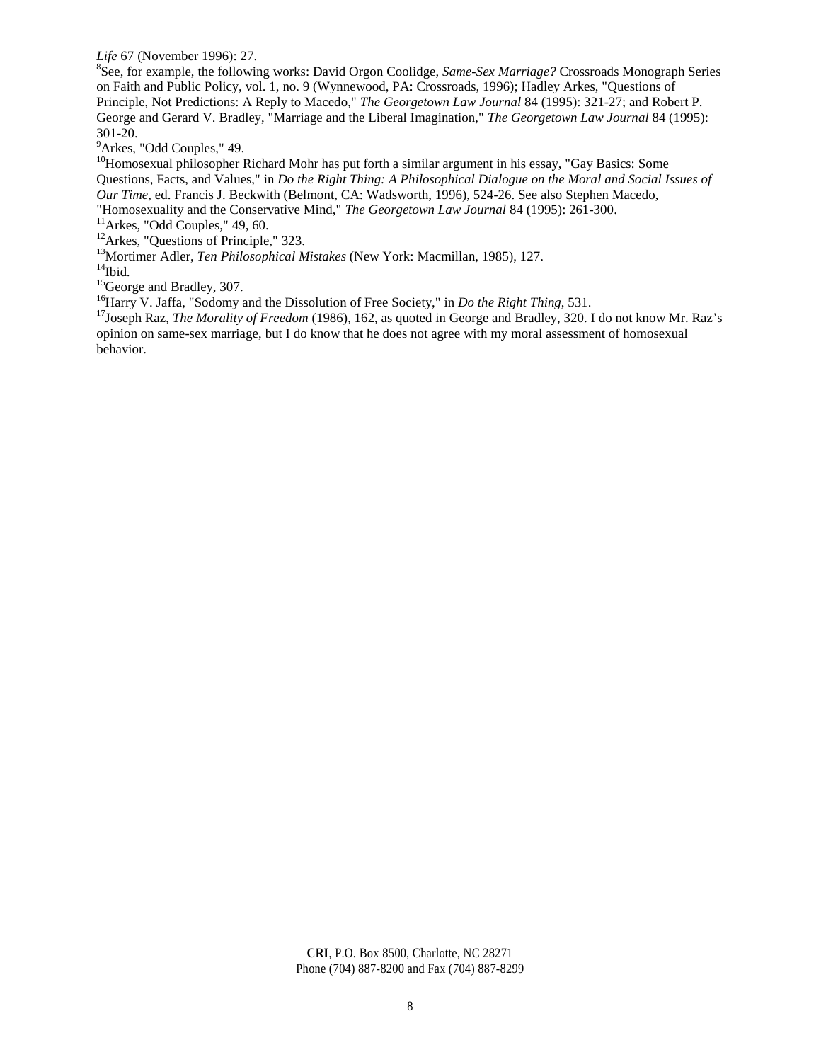*Life* 67 (November 1996): 27.

[8]See, for example, the following works: David Orgon Coolidge, *Same-Sex Marriage?* Crossroads Monograph Series on Faith and Public Policy, vol. 1, no. 9 (Wynnewood, PA: Crossroads, 1996); Hadley Arkes, "Questions of Principle, Not Predictions: A Reply to Macedo," *The Georgetown Law Journal* 84 (1995): 321-27; and Robert P. George and Gerard V. Bradley, "Marriage and the Liberal Imagination," *The Georgetown Law Journal* 84 (1995): 301-20.

[9]Arkes, "Odd Couples," 49.

[10]Homosexual philosopher Richard Mohr has put forth a similar argument in his essay, "Gay Basics: Some Questions, Facts, and Values," in *Do the Right Thing: A Philosophical Dialogue on the Moral and Social Issues of Our Time*, ed. Francis J. Beckwith (Belmont, CA: Wadsworth, 1996), 524-26. See also Stephen Macedo, "Homosexuality and the Conservative Mind," *The Georgetown Law Journal* 84 (1995): 261-300.

[11]Arkes, "Odd Couples," 49, 60.

[12]Arkes, "Questions of Principle," 323.

[13]Mortimer Adler, *Ten Philosophical Mistakes* (New York: Macmillan, 1985), 127.

[14]Ibid.

[15]George and Bradley, 307.

[16]Harry V. Jaffa, "Sodomy and the Dissolution of Free Society," in *Do the Right Thing*, 531.

[17]Joseph Raz, *The Morality of Freedom* (1986), 162, as quoted in George and Bradley, 320. I do not know Mr. Raz's opinion on same-sex marriage, but I do know that he does not agree with my moral assessment of homosexual behavior.

**CRI**, P.O. Box 8500, Charlotte, NC 28271
Phone (704) 887-8200 and Fax (704) 887-8299